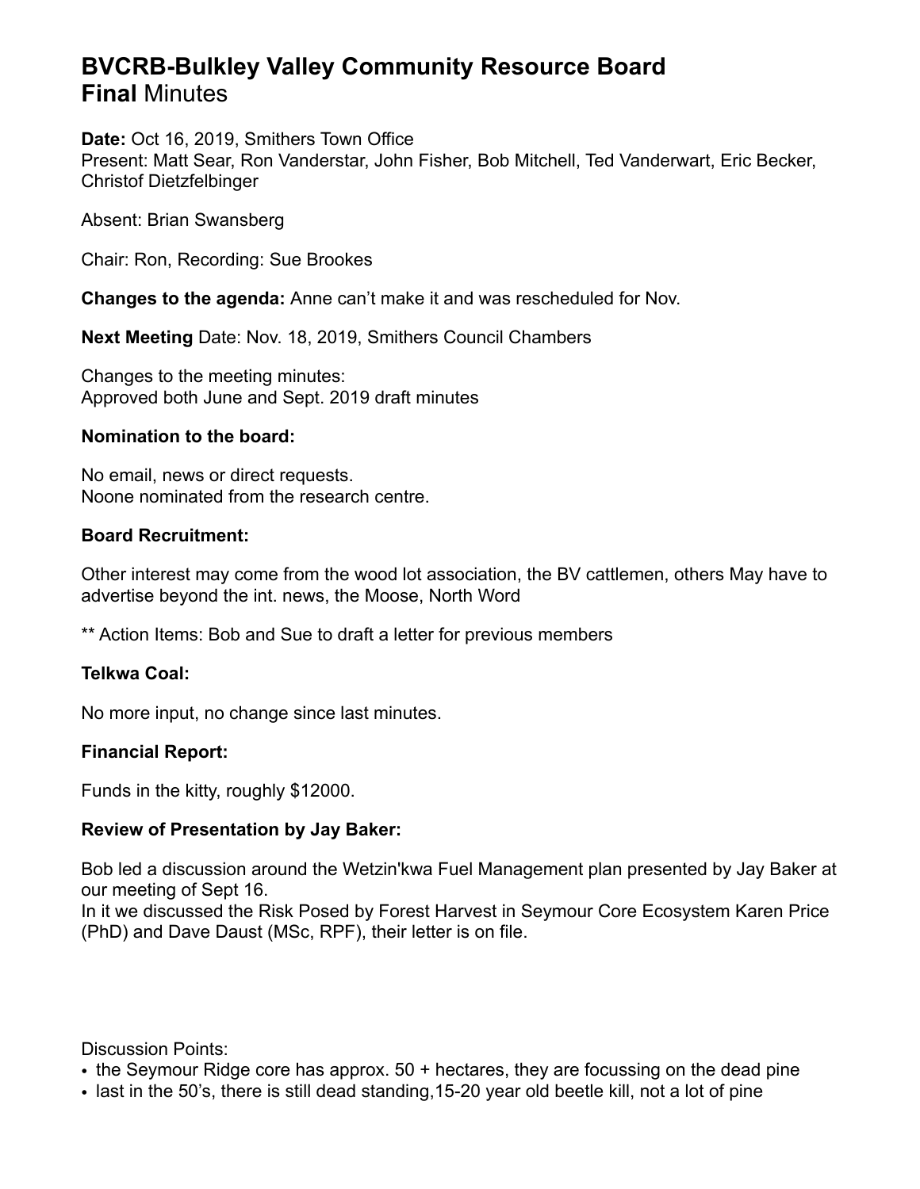# BVCRB-Bulkley Valley Community Resource Board
## **Final** Minutes

**Date:** Oct 16, 2019, Smithers Town Office
Present: Matt Sear, Ron Vanderstar, John Fisher, Bob Mitchell, Ted Vanderwart, Eric Becker, Christof Dietzfelbinger

Absent: Brian Swansberg

Chair: Ron, Recording: Sue Brookes

**Changes to the agenda:** Anne can't make it and was rescheduled for Nov.

**Next Meeting** Date: Nov. 18, 2019, Smithers Council Chambers

Changes to the meeting minutes:
Approved both June and Sept. 2019 draft minutes

**Nomination to the board:**

No email, news or direct requests.
Noone nominated from the research centre.

**Board Recruitment:**

Other interest may come from the wood lot association, the BV cattlemen, others May have to advertise beyond the int. news, the Moose, North Word

** Action Items: Bob and Sue to draft a letter for previous members

**Telkwa Coal:**

No more input, no change since last minutes.

**Financial Report:**

Funds in the kitty, roughly $12000.

**Review of Presentation by Jay Baker:**

Bob led a discussion around the Wetzin'kwa Fuel Management plan presented by Jay Baker at our meeting of Sept 16.
In it we discussed the Risk Posed by Forest Harvest in Seymour Core Ecosystem Karen Price (PhD) and Dave Daust (MSc, RPF), their letter is on file.

Discussion Points:

- the Seymour Ridge core has approx. 50 + hectares, they are focussing on the dead pine
- last in the 50's, there is still dead standing,15-20 year old beetle kill, not a lot of pine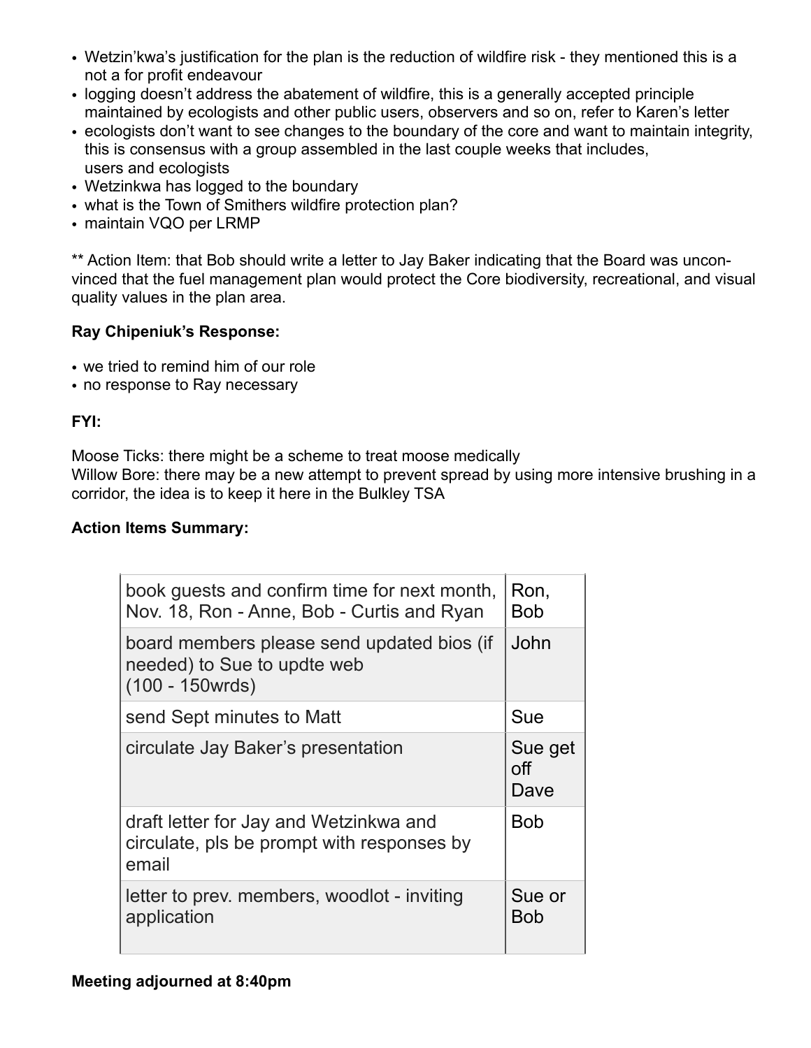- Wetzin'kwa's justification for the plan is the reduction of wildfire risk - they mentioned this is a not a for profit endeavour
- logging doesn't address the abatement of wildfire, this is a generally accepted principle maintained by ecologists and other public users, observers and so on, refer to Karen's letter
- ecologists don't want to see changes to the boundary of the core and want to maintain integrity, this is consensus with a group assembled in the last couple weeks that includes, users and ecologists
- Wetzinkwa has logged to the boundary
- what is the Town of Smithers wildfire protection plan?
- maintain VQO per LRMP

** Action Item: that Bob should write a letter to Jay Baker indicating that the Board was unconvinced that the fuel management plan would protect the Core biodiversity, recreational, and visual quality values in the plan area.

**Ray Chipeniuk's Response:**

- we tried to remind him of our role
- no response to Ray necessary

**FYI:**

Moose Ticks: there might be a scheme to treat moose medically
Willow Bore: there may be a new attempt to prevent spread by using more intensive brushing in a corridor, the idea is to keep it here in the Bulkley TSA

**Action Items Summary:**

| | |
|---|---|
| book guests and confirm time for next month, Nov. 18, Ron - Anne, Bob - Curtis and Ryan | Ron, Bob |
| board members please send updated bios (if needed) to Sue to updte web (100 - 150wrds) | John |
| send Sept minutes to Matt | Sue |
| circulate Jay Baker's presentation | Sue get off Dave |
| draft letter for Jay and Wetzinkwa and circulate, pls be prompt with responses by email | Bob |
| letter to prev. members, woodlot - inviting application | Sue or Bob |

**Meeting adjourned at 8:40pm**